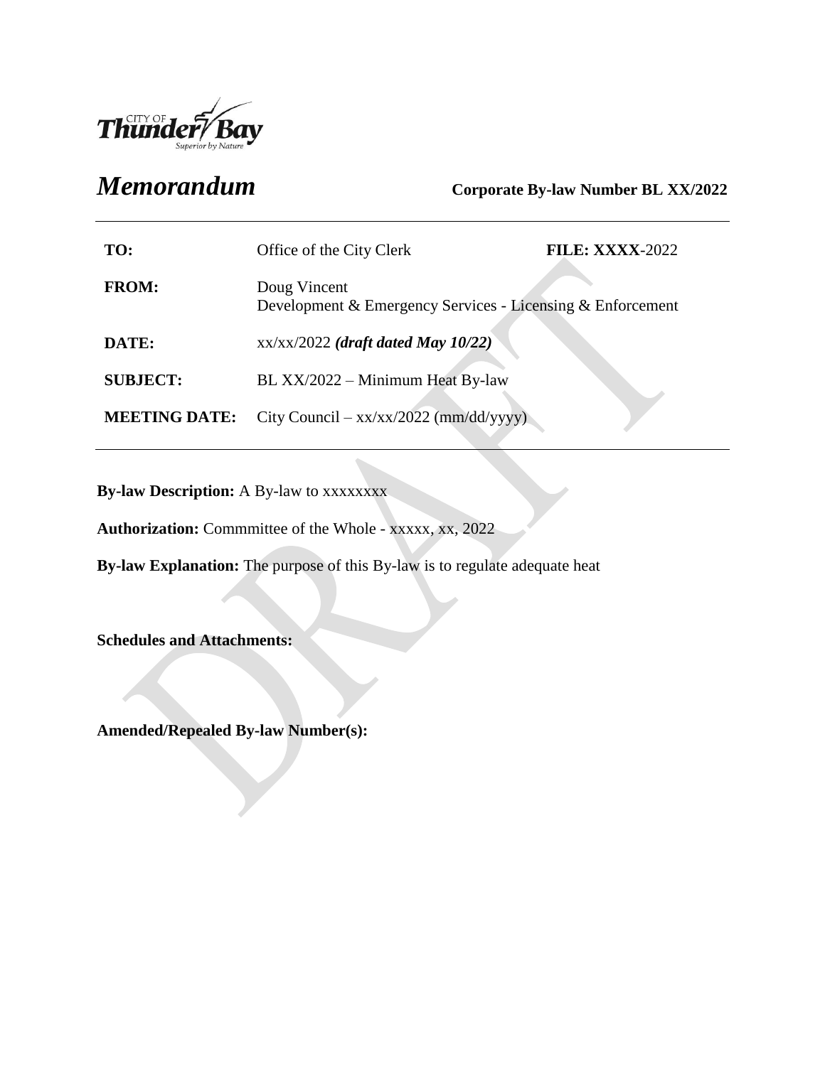# *Memorandum*

**Corporate By-law Number BL XX/2022**

| | | |
|---|---|---|
| **TO:** | Office of the City Clerk | **FILE: XXXX**-2022 |
| **FROM:** | Doug Vincent<br>Development & Emergency Services - Licensing & Enforcement | |
| **DATE:** | xx/xx/2022 ***(draft dated May 10/22)*** | |
| **SUBJECT:** | BL XX/2022 – Minimum Heat By-law | |
| **MEETING DATE:** | City Council – xx/xx/2022 (mm/dd/yyyy) | |

**By-law Description:** A By-law to xxxxxxxx

**Authorization:** Commmittee of the Whole - xxxxx, xx, 2022

**By-law Explanation:** The purpose of this By-law is to regulate adequate heat

**Schedules and Attachments:**

**Amended/Repealed By-law Number(s):**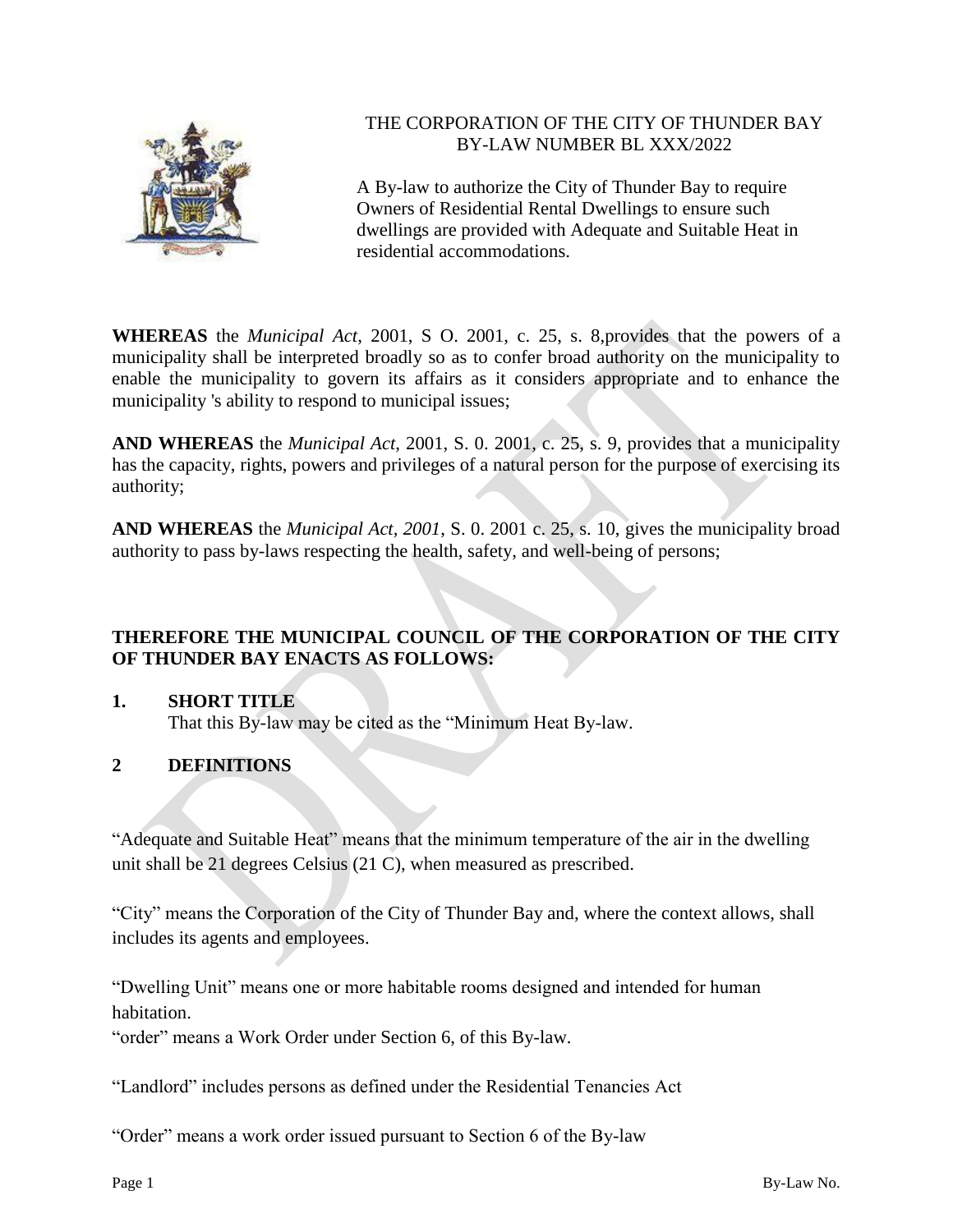THE CORPORATION OF THE CITY OF THUNDER BAY
BY-LAW NUMBER BL XXX/2022

A By-law to authorize the City of Thunder Bay to require Owners of Residential Rental Dwellings to ensure such dwellings are provided with Adequate and Suitable Heat in residential accommodations.

**WHEREAS** the *Municipal Act*, 2001, S O. 2001, c. 25, s. 8,provides that the powers of a municipality shall be interpreted broadly so as to confer broad authority on the municipality to enable the municipality to govern its affairs as it considers appropriate and to enhance the municipality 's ability to respond to municipal issues;

**AND WHEREAS** the *Municipal Act*, 2001, S. 0. 2001, c. 25, s. 9, provides that a municipality has the capacity, rights, powers and privileges of a natural person for the purpose of exercising its authority;

**AND WHEREAS** the *Municipal Act, 2001*, S. 0. 2001 c. 25, s. 10, gives the municipality broad authority to pass by-laws respecting the health, safety, and well-being of persons;

**THEREFORE THE MUNICIPAL COUNCIL OF THE CORPORATION OF THE CITY OF THUNDER BAY ENACTS AS FOLLOWS:**

**1. SHORT TITLE**

That this By-law may be cited as the "Minimum Heat By-law.

**2 DEFINITIONS**

"Adequate and Suitable Heat" means that the minimum temperature of the air in the dwelling unit shall be 21 degrees Celsius (21 C), when measured as prescribed.

"City" means the Corporation of the City of Thunder Bay and, where the context allows, shall includes its agents and employees.

"Dwelling Unit" means one or more habitable rooms designed and intended for human habitation.

"order" means a Work Order under Section 6, of this By-law.

"Landlord" includes persons as defined under the Residential Tenancies Act

"Order" means a work order issued pursuant to Section 6 of the By-law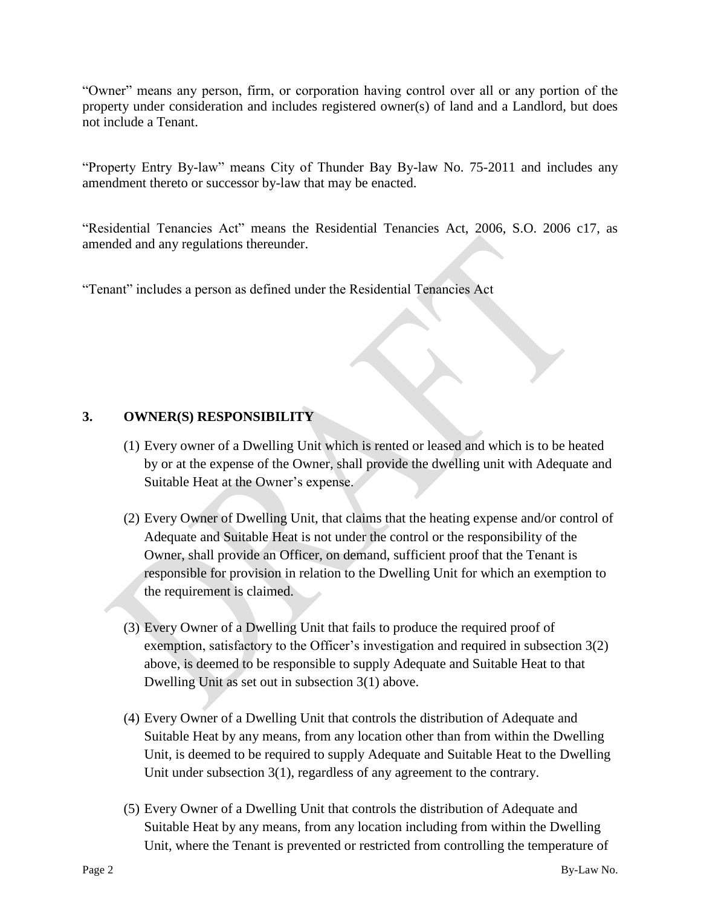"Owner" means any person, firm, or corporation having control over all or any portion of the property under consideration and includes registered owner(s) of land and a Landlord, but does not include a Tenant.

"Property Entry By-law" means City of Thunder Bay By-law No. 75-2011 and includes any amendment thereto or successor by-law that may be enacted.

"Residential Tenancies Act" means the Residential Tenancies Act, 2006, S.O. 2006 c17, as amended and any regulations thereunder.

"Tenant" includes a person as defined under the Residential Tenancies Act

## 3. OWNER(S) RESPONSIBILITY

(1) Every owner of a Dwelling Unit which is rented or leased and which is to be heated by or at the expense of the Owner, shall provide the dwelling unit with Adequate and Suitable Heat at the Owner's expense.

(2) Every Owner of Dwelling Unit, that claims that the heating expense and/or control of Adequate and Suitable Heat is not under the control or the responsibility of the Owner, shall provide an Officer, on demand, sufficient proof that the Tenant is responsible for provision in relation to the Dwelling Unit for which an exemption to the requirement is claimed.

(3) Every Owner of a Dwelling Unit that fails to produce the required proof of exemption, satisfactory to the Officer's investigation and required in subsection 3(2) above, is deemed to be responsible to supply Adequate and Suitable Heat to that Dwelling Unit as set out in subsection 3(1) above.

(4) Every Owner of a Dwelling Unit that controls the distribution of Adequate and Suitable Heat by any means, from any location other than from within the Dwelling Unit, is deemed to be required to supply Adequate and Suitable Heat to the Dwelling Unit under subsection 3(1), regardless of any agreement to the contrary.

(5) Every Owner of a Dwelling Unit that controls the distribution of Adequate and Suitable Heat by any means, from any location including from within the Dwelling Unit, where the Tenant is prevented or restricted from controlling the temperature of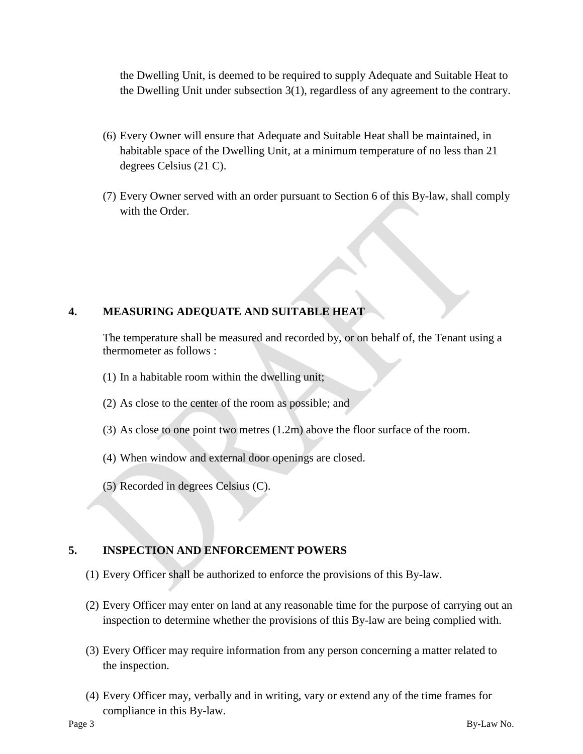the Dwelling Unit, is deemed to be required to supply Adequate and Suitable Heat to the Dwelling Unit under subsection 3(1), regardless of any agreement to the contrary.

(6) Every Owner will ensure that Adequate and Suitable Heat shall be maintained, in habitable space of the Dwelling Unit, at a minimum temperature of no less than 21 degrees Celsius (21 C).

(7) Every Owner served with an order pursuant to Section 6 of this By-law, shall comply with the Order.

## 4. MEASURING ADEQUATE AND SUITABLE HEAT

The temperature shall be measured and recorded by, or on behalf of, the Tenant using a thermometer as follows :

(1) In a habitable room within the dwelling unit;

(2) As close to the center of the room as possible; and

(3) As close to one point two metres (1.2m) above the floor surface of the room.

(4) When window and external door openings are closed.

(5) Recorded in degrees Celsius (C).

## 5. INSPECTION AND ENFORCEMENT POWERS

(1) Every Officer shall be authorized to enforce the provisions of this By-law.

(2) Every Officer may enter on land at any reasonable time for the purpose of carrying out an inspection to determine whether the provisions of this By-law are being complied with.

(3) Every Officer may require information from any person concerning a matter related to the inspection.

(4) Every Officer may, verbally and in writing, vary or extend any of the time frames for compliance in this By-law.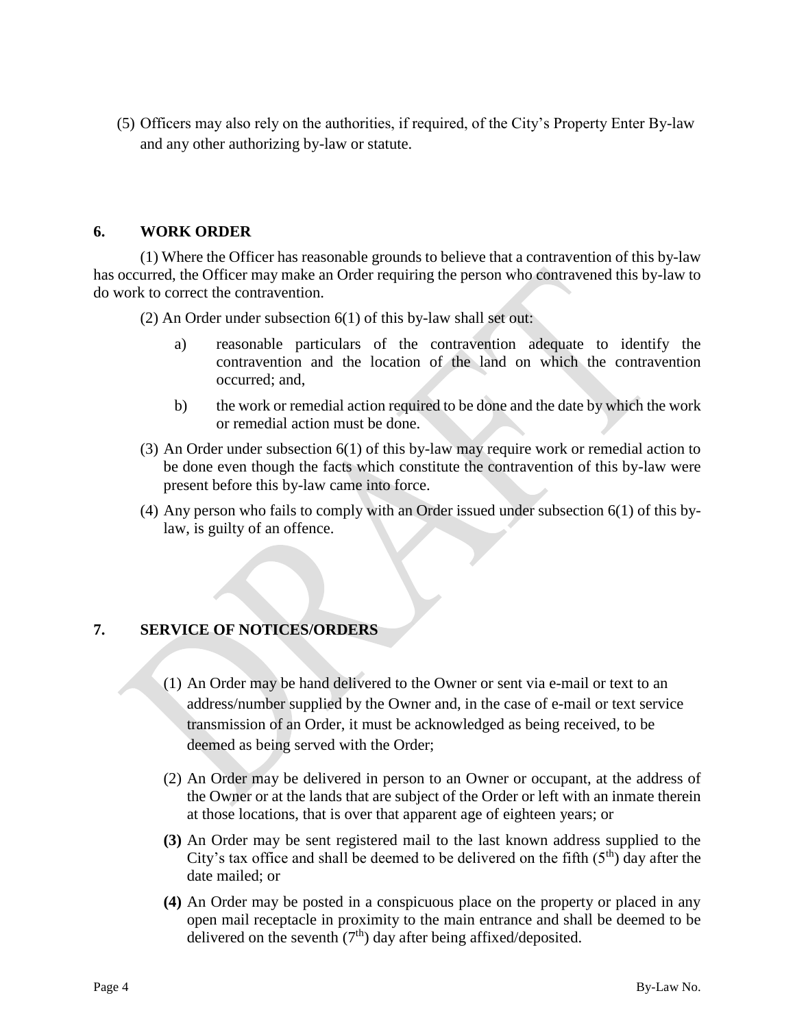(5) Officers may also rely on the authorities, if required, of the City's Property Enter By-law and any other authorizing by-law or statute.

## 6. WORK ORDER

(1) Where the Officer has reasonable grounds to believe that a contravention of this by-law has occurred, the Officer may make an Order requiring the person who contravened this by-law to do work to correct the contravention.

(2) An Order under subsection 6(1) of this by-law shall set out:

a) reasonable particulars of the contravention adequate to identify the contravention and the location of the land on which the contravention occurred; and,

b) the work or remedial action required to be done and the date by which the work or remedial action must be done.

(3) An Order under subsection 6(1) of this by-law may require work or remedial action to be done even though the facts which constitute the contravention of this by-law were present before this by-law came into force.

(4) Any person who fails to comply with an Order issued under subsection 6(1) of this by-law, is guilty of an offence.

## 7. SERVICE OF NOTICES/ORDERS

(1) An Order may be hand delivered to the Owner or sent via e-mail or text to an address/number supplied by the Owner and, in the case of e-mail or text service transmission of an Order, it must be acknowledged as being received, to be deemed as being served with the Order;

(2) An Order may be delivered in person to an Owner or occupant, at the address of the Owner or at the lands that are subject of the Order or left with an inmate therein at those locations, that is over that apparent age of eighteen years; or

**(3)** An Order may be sent registered mail to the last known address supplied to the City's tax office and shall be deemed to be delivered on the fifth (5th) day after the date mailed; or

**(4)** An Order may be posted in a conspicuous place on the property or placed in any open mail receptacle in proximity to the main entrance and shall be deemed to be delivered on the seventh (7th) day after being affixed/deposited.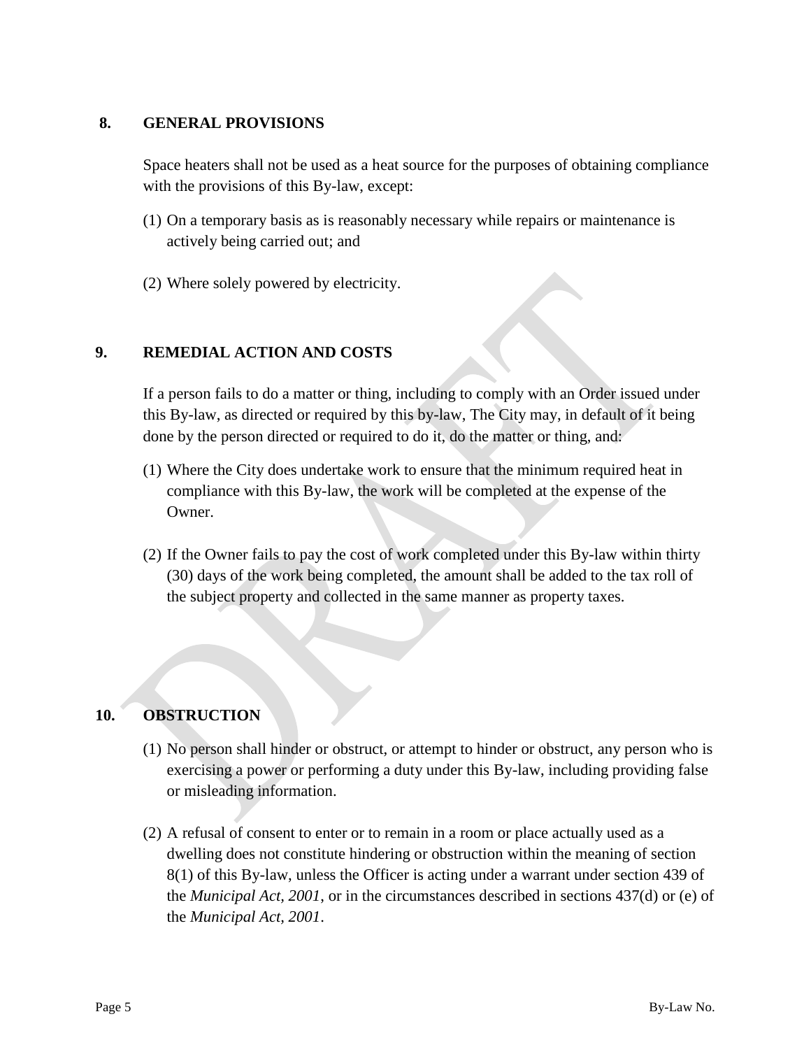## 8. GENERAL PROVISIONS

Space heaters shall not be used as a heat source for the purposes of obtaining compliance with the provisions of this By-law, except:

(1) On a temporary basis as is reasonably necessary while repairs or maintenance is actively being carried out; and

(2) Where solely powered by electricity.

## 9. REMEDIAL ACTION AND COSTS

If a person fails to do a matter or thing, including to comply with an Order issued under this By-law, as directed or required by this by-law, The City may, in default of it being done by the person directed or required to do it, do the matter or thing, and:

(1) Where the City does undertake work to ensure that the minimum required heat in compliance with this By-law, the work will be completed at the expense of the Owner.

(2) If the Owner fails to pay the cost of work completed under this By-law within thirty (30) days of the work being completed, the amount shall be added to the tax roll of the subject property and collected in the same manner as property taxes.

## 10. OBSTRUCTION

(1) No person shall hinder or obstruct, or attempt to hinder or obstruct, any person who is exercising a power or performing a duty under this By-law, including providing false or misleading information.

(2) A refusal of consent to enter or to remain in a room or place actually used as a dwelling does not constitute hindering or obstruction within the meaning of section 8(1) of this By-law, unless the Officer is acting under a warrant under section 439 of the *Municipal Act, 2001*, or in the circumstances described in sections 437(d) or (e) of the *Municipal Act, 2001*.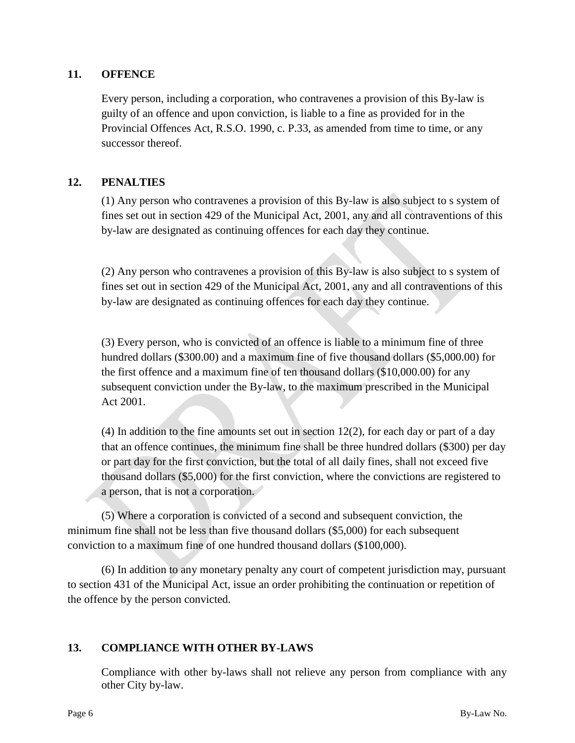## 11. OFFENCE

Every person, including a corporation, who contravenes a provision of this By-law is guilty of an offence and upon conviction, is liable to a fine as provided for in the Provincial Offences Act, R.S.O. 1990, c. P.33, as amended from time to time, or any successor thereof.

## 12. PENALTIES

(1) Any person who contravenes a provision of this By-law is also subject to s system of fines set out in section 429 of the Municipal Act, 2001, any and all contraventions of this by-law are designated as continuing offences for each day they continue.

(2) Any person who contravenes a provision of this By-law is also subject to s system of fines set out in section 429 of the Municipal Act, 2001, any and all contraventions of this by-law are designated as continuing offences for each day they continue.

(3) Every person, who is convicted of an offence is liable to a minimum fine of three hundred dollars ($300.00) and a maximum fine of five thousand dollars ($5,000.00) for the first offence and a maximum fine of ten thousand dollars ($10,000.00) for any subsequent conviction under the By-law, to the maximum prescribed in the Municipal Act 2001.

(4) In addition to the fine amounts set out in section 12(2), for each day or part of a day that an offence continues, the minimum fine shall be three hundred dollars ($300) per day or part day for the first conviction, but the total of all daily fines, shall not exceed five thousand dollars ($5,000) for the first conviction, where the convictions are registered to a person, that is not a corporation.

(5) Where a corporation is convicted of a second and subsequent conviction, the minimum fine shall not be less than five thousand dollars ($5,000) for each subsequent conviction to a maximum fine of one hundred thousand dollars ($100,000).

(6) In addition to any monetary penalty any court of competent jurisdiction may, pursuant to section 431 of the Municipal Act, issue an order prohibiting the continuation or repetition of the offence by the person convicted.

## 13. COMPLIANCE WITH OTHER BY-LAWS

Compliance with other by-laws shall not relieve any person from compliance with any other City by-law.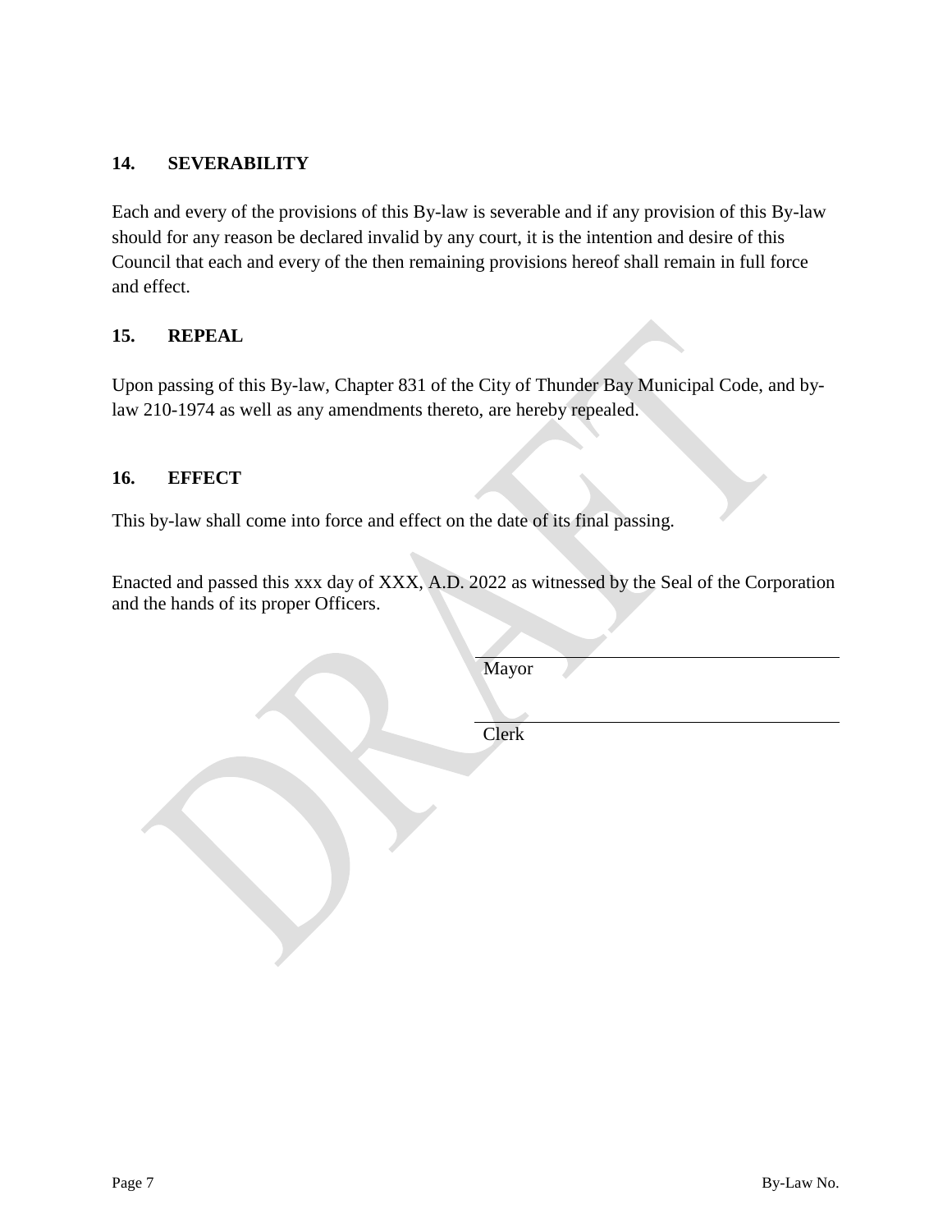## 14. SEVERABILITY

Each and every of the provisions of this By-law is severable and if any provision of this By-law should for any reason be declared invalid by any court, it is the intention and desire of this Council that each and every of the then remaining provisions hereof shall remain in full force and effect.

## 15. REPEAL

Upon passing of this By-law, Chapter 831 of the City of Thunder Bay Municipal Code, and by-law 210-1974 as well as any amendments thereto, are hereby repealed.

## 16. EFFECT

This by-law shall come into force and effect on the date of its final passing.

Enacted and passed this xxx day of XXX, A.D. 2022 as witnessed by the Seal of the Corporation and the hands of its proper Officers.

Mayor

Clerk